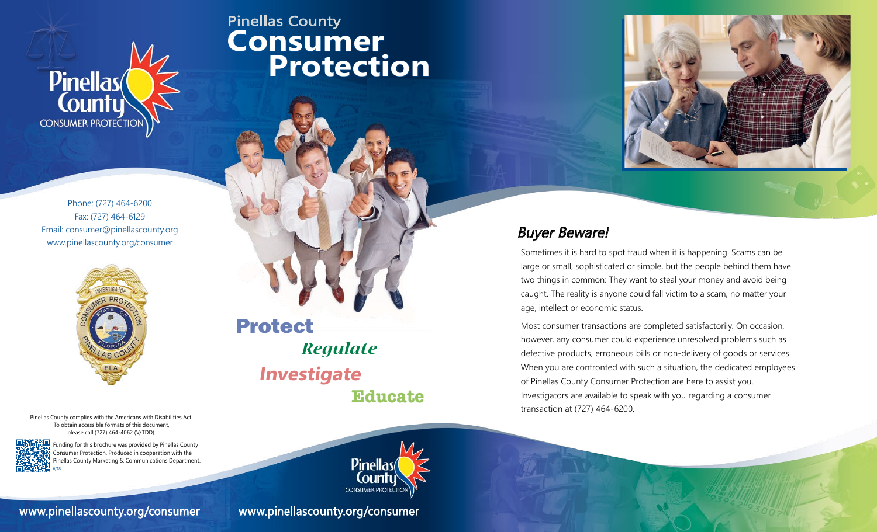# Pinellas County Consumer Protection

Phone: (727) 464-6200
Fax: (727) 464-6129
Email: consumer@pinellascounty.org
www.pinellascounty.org/consumer

Pinellas County complies with the Americans with Disabilities Act. To obtain accessible formats of this document, please call (727) 464-4062 (V/TDD).

Funding for this brochure was provided by Pinellas County Consumer Protection. Produced in cooperation with the Pinellas County Marketing & Communications Department.
6/18

www.pinellascounty.org/consumer

**Protect**

***Regulate***

***Investigate***

**Educate**

Pinellas County CONSUMER PROTECTION

www.pinellascounty.org/consumer

## *Buyer Beware!*

Sometimes it is hard to spot fraud when it is happening. Scams can be large or small, sophisticated or simple, but the people behind them have two things in common: They want to steal your money and avoid being caught. The reality is anyone could fall victim to a scam, no matter your age, intellect or economic status.

Most consumer transactions are completed satisfactorily. On occasion, however, any consumer could experience unresolved problems such as defective products, erroneous bills or non-delivery of goods or services. When you are confronted with such a situation, the dedicated employees of Pinellas County Consumer Protection are here to assist you. Investigators are available to speak with you regarding a consumer transaction at (727) 464-6200.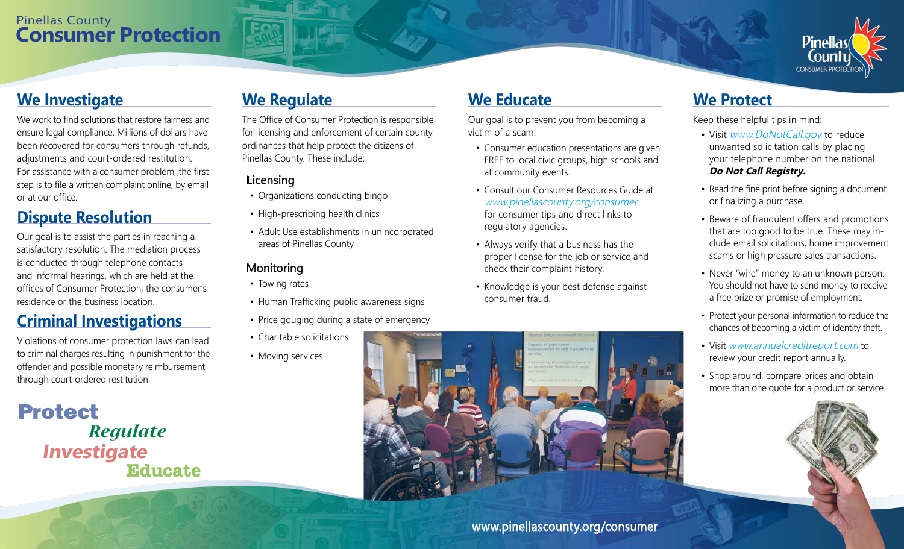Pinellas County
# Consumer Protection

## We Investigate

We work to find solutions that restore fairness and ensure legal compliance. Millions of dollars have been recovered for consumers through refunds, adjustments and court-ordered restitution. For assistance with a consumer problem, the first step is to file a written complaint online, by email or at our office.

## Dispute Resolution

Our goal is to assist the parties in reaching a satisfactory resolution. The mediation process is conducted through telephone contacts and informal hearings, which are held at the offices of Consumer Protection, the consumer's residence or the business location.

## Criminal Investigations

Violations of consumer protection laws can lead to criminal charges resulting in punishment for the offender and possible monetary reimbursement through court-ordered restitution.

**Protect**
*Regulate*
*Investigate*
**Educate**

## We Regulate

The Office of Consumer Protection is responsible for licensing and enforcement of certain county ordinances that help protect the citizens of Pinellas County. These include:

### Licensing

- Organizations conducting bingo
- High-prescribing health clinics
- Adult Use establishments in unincorporated areas of Pinellas County

### Monitoring

- Towing rates
- Human Trafficking public awareness signs
- Price gouging during a state of emergency
- Charitable solicitations
- Moving services

## We Educate

Our goal is to prevent you from becoming a victim of a scam.

- Consumer education presentations are given FREE to local civic groups, high schools and at community events.
- Consult our Consumer Resources Guide at *www.pinellascounty.org/consumer* for consumer tips and direct links to regulatory agencies.
- Always verify that a business has the proper license for the job or service and check their complaint history.
- Knowledge is your best defense against consumer fraud.

## We Protect

Keep these helpful tips in mind:

- Visit *www.DoNotCall.gov* to reduce unwanted solicitation calls by placing your telephone number on the national ***Do Not Call Registry.***
- Read the fine print before signing a document or finalizing a purchase.
- Beware of fraudulent offers and promotions that are too good to be true. These may include email solicitations, home improvement scams or high pressure sales transactions.
- Never "wire" money to an unknown person. You should not have to send money to receive a free prize or promise of employment.
- Protect your personal information to reduce the chances of becoming a victim of identity theft.
- Visit *www.annualcreditreport.com* to review your credit report annually.
- Shop around, compare prices and obtain more than one quote for a product or service.

www.pinellascounty.org/consumer